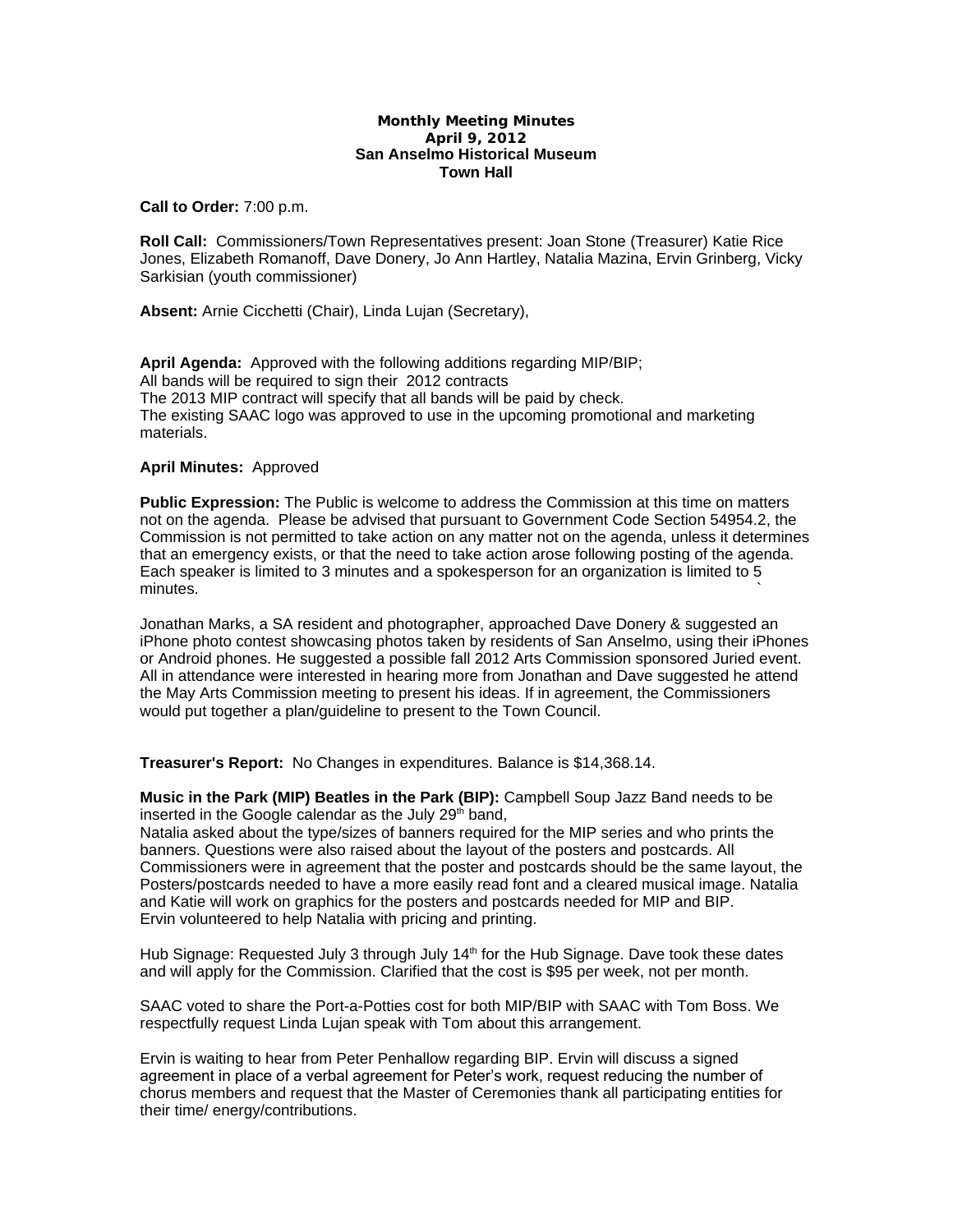**Monthly Meeting Minutes**
**April 9, 2012**
**San Anselmo Historical Museum**
**Town Hall**

**Call to Order:** 7:00 p.m.

**Roll Call:** Commissioners/Town Representatives present: Joan Stone (Treasurer) Katie Rice Jones, Elizabeth Romanoff, Dave Donery, Jo Ann Hartley, Natalia Mazina, Ervin Grinberg, Vicky Sarkisian (youth commissioner)

**Absent:** Arnie Cicchetti (Chair), Linda Lujan (Secretary),

**April Agenda:** Approved with the following additions regarding MIP/BIP;
All bands will be required to sign their 2012 contracts
The 2013 MIP contract will specify that all bands will be paid by check.
The existing SAAC logo was approved to use in the upcoming promotional and marketing materials.

**April Minutes:** Approved

**Public Expression:** The Public is welcome to address the Commission at this time on matters not on the agenda. Please be advised that pursuant to Government Code Section 54954.2, the Commission is not permitted to take action on any matter not on the agenda, unless it determines that an emergency exists, or that the need to take action arose following posting of the agenda. Each speaker is limited to 3 minutes and a spokesperson for an organization is limited to 5 minutes.

Jonathan Marks, a SA resident and photographer, approached Dave Donery & suggested an iPhone photo contest showcasing photos taken by residents of San Anselmo, using their iPhones or Android phones. He suggested a possible fall 2012 Arts Commission sponsored Juried event. All in attendance were interested in hearing more from Jonathan and Dave suggested he attend the May Arts Commission meeting to present his ideas. If in agreement, the Commissioners would put together a plan/guideline to present to the Town Council.

**Treasurer's Report:** No Changes in expenditures. Balance is $14,368.14.

**Music in the Park (MIP) Beatles in the Park (BIP):** Campbell Soup Jazz Band needs to be inserted in the Google calendar as the July 29th band,
Natalia asked about the type/sizes of banners required for the MIP series and who prints the banners. Questions were also raised about the layout of the posters and postcards. All Commissioners were in agreement that the poster and postcards should be the same layout, the Posters/postcards needed to have a more easily read font and a cleared musical image. Natalia and Katie will work on graphics for the posters and postcards needed for MIP and BIP.
Ervin volunteered to help Natalia with pricing and printing.

Hub Signage: Requested July 3 through July 14th for the Hub Signage. Dave took these dates and will apply for the Commission. Clarified that the cost is $95 per week, not per month.

SAAC voted to share the Port-a-Potties cost for both MIP/BIP with SAAC with Tom Boss. We respectfully request Linda Lujan speak with Tom about this arrangement.

Ervin is waiting to hear from Peter Penhallow regarding BIP. Ervin will discuss a signed agreement in place of a verbal agreement for Peter's work, request reducing the number of chorus members and request that the Master of Ceremonies thank all participating entities for their time/ energy/contributions.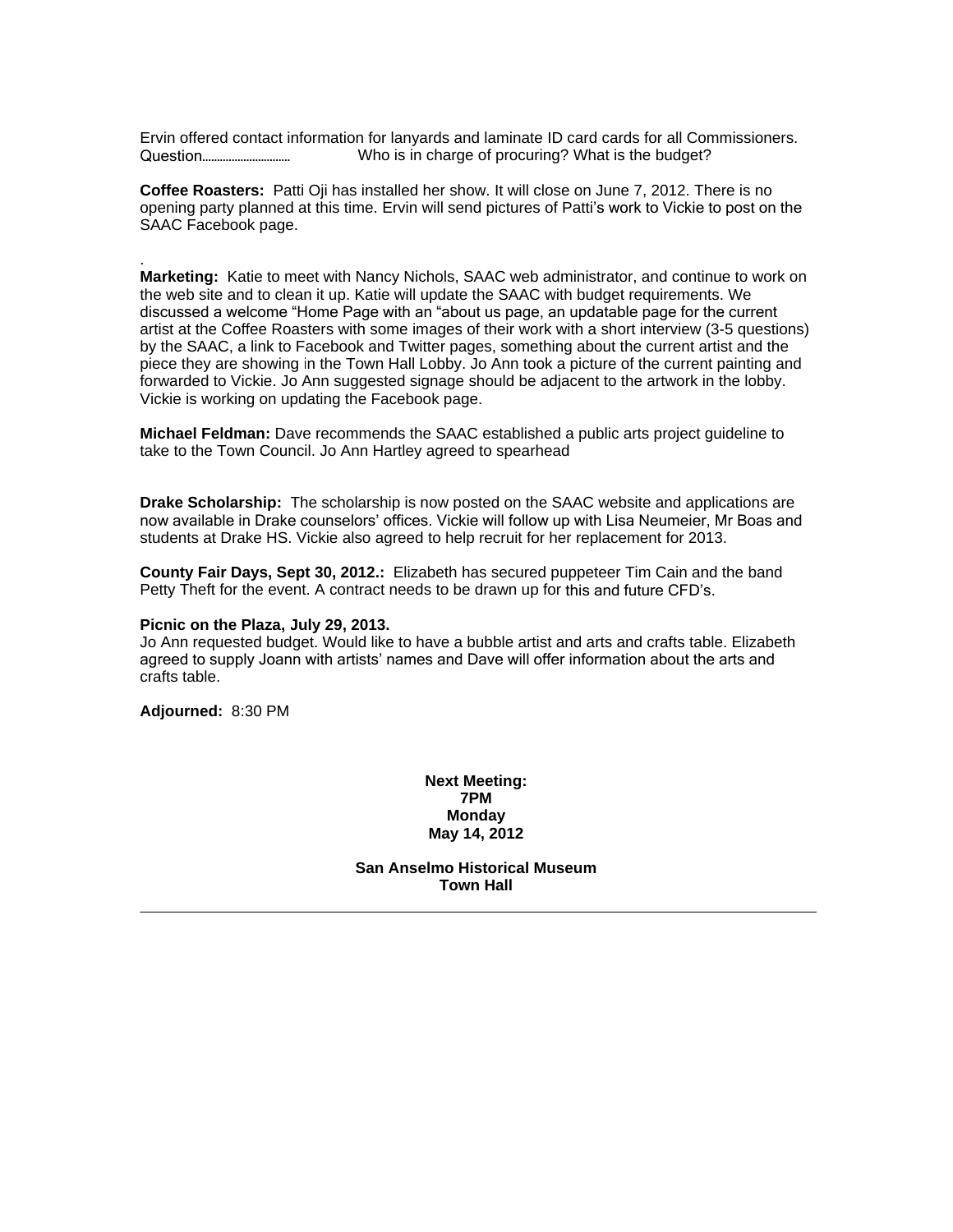Ervin offered contact information for lanyards and laminate ID card cards for all Commissioners.
Question.............................. Who is in charge of procuring? What is the budget?

**Coffee Roasters:** Patti Oji has installed her show. It will close on June 7, 2012. There is no opening party planned at this time. Ervin will send pictures of Patti's work to Vickie to post on the SAAC Facebook page.

.
**Marketing:** Katie to meet with Nancy Nichols, SAAC web administrator, and continue to work on the web site and to clean it up. Katie will update the SAAC with budget requirements. We discussed a welcome "Home Page with an "about us page, an updatable page for the current artist at the Coffee Roasters with some images of their work with a short interview (3-5 questions) by the SAAC, a link to Facebook and Twitter pages, something about the current artist and the piece they are showing in the Town Hall Lobby. Jo Ann took a picture of the current painting and forwarded to Vickie. Jo Ann suggested signage should be adjacent to the artwork in the lobby. Vickie is working on updating the Facebook page.

**Michael Feldman:** Dave recommends the SAAC established a public arts project guideline to take to the Town Council. Jo Ann Hartley agreed to spearhead

**Drake Scholarship:** The scholarship is now posted on the SAAC website and applications are now available in Drake counselors' offices. Vickie will follow up with Lisa Neumeier, Mr Boas and students at Drake HS. Vickie also agreed to help recruit for her replacement for 2013.

**County Fair Days, Sept 30, 2012.:** Elizabeth has secured puppeteer Tim Cain and the band Petty Theft for the event. A contract needs to be drawn up for this and future CFD's.

**Picnic on the Plaza, July 29, 2013.**
Jo Ann requested budget. Would like to have a bubble artist and arts and crafts table. Elizabeth agreed to supply Joann with artists' names and Dave will offer information about the arts and crafts table.

**Adjourned:** 8:30 PM

**Next Meeting:**
**7PM**
**Monday**
**May 14, 2012**

**San Anselmo Historical Museum**
**Town Hall**